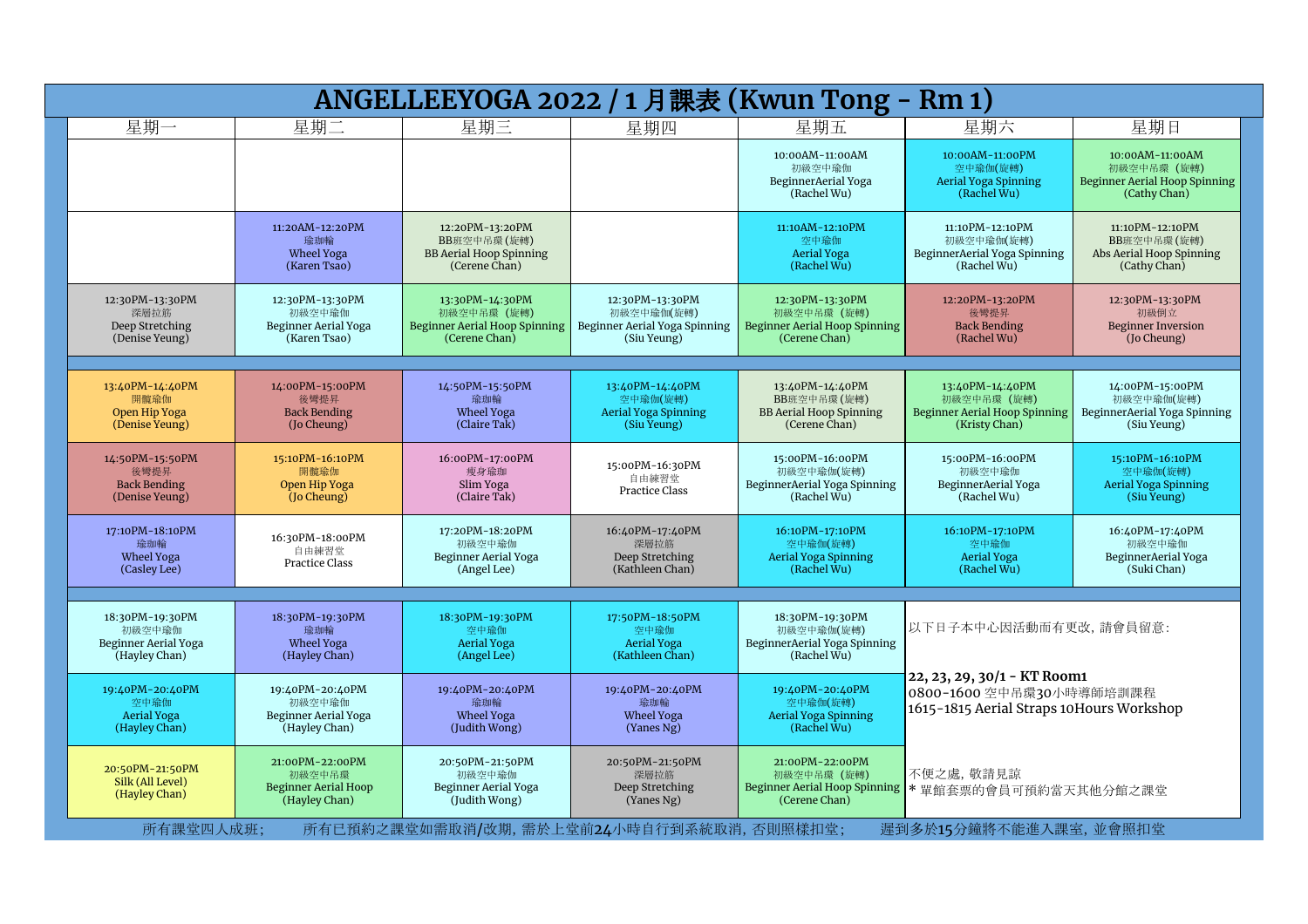# ANGELLEEYOGA 2022 / 1 月課表 (Kwun Tong - Rm 1)

| 星期一 | 星期二 | 星期三 | 星期四 | 星期五 | 星期六 | 星期日 |
|---|---|---|---|---|---|---|
| | | | | 10:00AM-11:00AM 初級空中瑜伽 BeginnerAerial Yoga (Rachel Wu) | 10:00AM-11:00PM 空中瑜伽(旋轉) Aerial Yoga Spinning (Rachel Wu) | 10:00AM-11:00AM 初級空中吊環（旋轉） Beginner Aerial Hoop Spinning (Cathy Chan) |
| | 11:20AM-12:20PM 瑜珈輪 Wheel Yoga (Karen Tsao) | 12:20PM-13:20PM BB班空中吊環(旋轉) BB Aerial Hoop Spinning (Cerene Chan) | | 11:10AM-12:10PM 空中瑜伽 Aerial Yoga (Rachel Wu) | 11:10PM-12:10PM 初級空中瑜伽(旋轉) BeginnerAerial Yoga Spinning (Rachel Wu) | 11:10PM-12:10PM BB班空中吊環(旋轉) Abs Aerial Hoop Spinning (Cathy Chan) |
| 12:30PM-13:30PM 深層拉筋 Deep Stretching (Denise Yeung) | 12:30PM-13:30PM 初級空中瑜伽 Beginner Aerial Yoga (Karen Tsao) | 13:30PM-14:30PM 初級空中吊環（旋轉） Beginner Aerial Hoop Spinning (Cerene Chan) | 12:30PM-13:30PM 初級空中瑜伽(旋轉) Beginner Aerial Yoga Spinning (Siu Yeung) | 12:30PM-13:30PM 初級空中吊環（旋轉） Beginner Aerial Hoop Spinning (Cerene Chan) | 12:20PM-13:20PM 後彎提昇 Back Bending (Rachel Wu) | 12:30PM-13:30PM 初級倒立 Beginner Inversion (Jo Cheung) |
| 13:40PM-14:40PM 開髖瑜伽 Open Hip Yoga (Denise Yeung) | 14:00PM-15:00PM 後彎提昇 Back Bending (Jo Cheung) | 14:50PM-15:50PM 瑜珈輪 Wheel Yoga (Claire Tak) | 13:40PM-14:40PM 空中瑜伽(旋轉) Aerial Yoga Spinning (Siu Yeung) | 13:40PM-14:40PM BB班空中吊環(旋轉) BB Aerial Hoop Spinning (Cerene Chan) | 13:40PM-14:40PM 初級空中吊環（旋轉） Beginner Aerial Hoop Spinning (Kristy Chan) | 14:00PM-15:00PM 初級空中瑜伽(旋轉) BeginnerAerial Yoga Spinning (Siu Yeung) |
| 14:50PM-15:50PM 後彎提昇 Back Bending (Denise Yeung) | 15:10PM-16:10PM 開髖瑜伽 Open Hip Yoga (Jo Cheung) | 16:00PM-17:00PM 瘦身瑜伽 Slim Yoga (Claire Tak) | 15:00PM-16:30PM 自由練習堂 Practice Class | 15:00PM-16:00PM 初級空中瑜伽(旋轉) BeginnerAerial Yoga Spinning (Rachel Wu) | 15:00PM-16:00PM 初級空中瑜伽 BeginnerAerial Yoga (Rachel Wu) | 15:10PM-16:10PM 空中瑜伽(旋轉) Aerial Yoga Spinning (Siu Yeung) |
| 17:10PM-18:10PM 瑜珈輪 Wheel Yoga (Casley Lee) | 16:30PM-18:00PM 自由練習堂 Practice Class | 17:20PM-18:20PM 初級空中瑜伽 Beginner Aerial Yoga (Angel Lee) | 16:40PM-17:40PM 深層拉筋 Deep Stretching (Kathleen Chan) | 16:10PM-17:10PM 空中瑜伽(旋轉) Aerial Yoga Spinning (Rachel Wu) | 16:10PM-17:10PM 空中瑜伽 Aerial Yoga (Rachel Wu) | 16:40PM-17:40PM 初級空中瑜伽 BeginnerAerial Yoga (Suki Chan) |
| 18:30PM-19:30PM 初級空中瑜伽 Beginner Aerial Yoga (Hayley Chan) | 18:30PM-19:30PM 瑜珈輪 Wheel Yoga (Hayley Chan) | 18:30PM-19:30PM 空中瑜伽 Aerial Yoga (Angel Lee) | 17:50PM-18:50PM 空中瑜伽 Aerial Yoga (Kathleen Chan) | 18:30PM-19:30PM 初級空中瑜伽(旋轉) BeginnerAerial Yoga Spinning (Rachel Wu) | 以下日子本中心因活動而有更改，請會員留意: | |
| 19:40PM-20:40PM 空中瑜伽 Aerial Yoga (Hayley Chan) | 19:40PM-20:40PM 初級空中瑜伽 Beginner Aerial Yoga (Hayley Chan) | 19:40PM-20:40PM 瑜珈輪 Wheel Yoga (Judith Wong) | 19:40PM-20:40PM 瑜珈輪 Wheel Yoga (Yanes Ng) | 19:40PM-20:40PM 空中瑜伽(旋轉) Aerial Yoga Spinning (Rachel Wu) | **22, 23, 29, 30/1 - KT Room1** 0800-1600 空中吊環30小時導師培訓課程 1615-1815 Aerial Straps 10Hours Workshop | |
| 20:50PM-21:50PM Silk (All Level) (Hayley Chan) | 21:00PM-22:00PM 初級空中吊環 Beginner Aerial Hoop (Hayley Chan) | 20:50PM-21:50PM 初級空中瑜伽 Beginner Aerial Yoga (Judith Wong) | 20:50PM-21:50PM 深層拉筋 Deep Stretching (Yanes Ng) | 21:00PM-22:00PM 初級空中吊環（旋轉） Beginner Aerial Hoop Spinning (Cerene Chan) | 不便之處，敬請見諒 * 單館套票的會員可預約當天其他分館之課堂 | |

所有課堂四人成班； 所有已預約之課堂如需取消/改期，需於上堂前24小時自行到系統取消，否則照樣扣堂； 遲到多於15分鐘將不能進入課室，並會照扣堂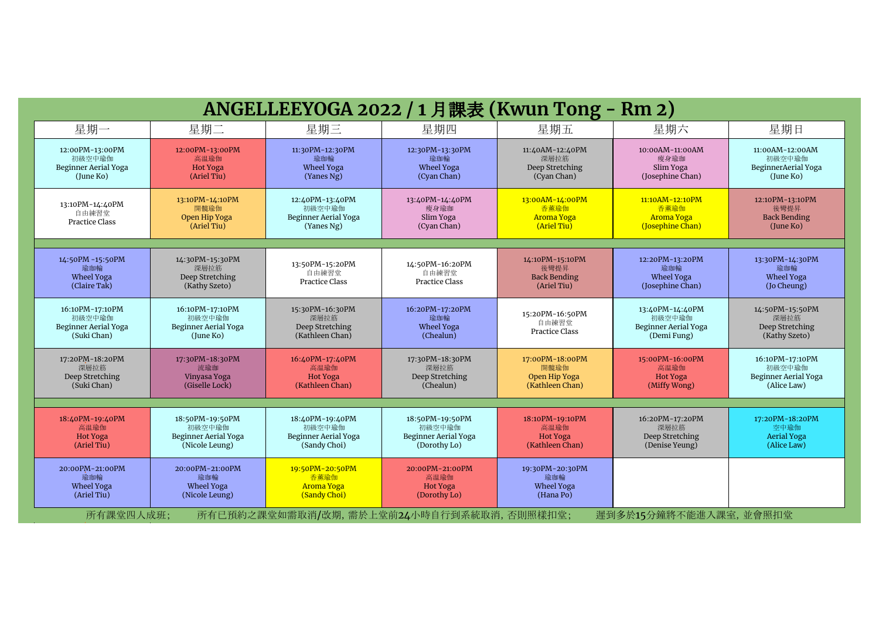# ANGELLEEYOGA 2022 / 1 月課表 (Kwun Tong - Rm 2)

| 星期一 | 星期二 | 星期三 | 星期四 | 星期五 | 星期六 | 星期日 |
|---|---|---|---|---|---|---|
| 12:00PM-13:00PM 初級空中瑜伽 Beginner Aerial Yoga (June Ko) | 12:00PM-13:00PM 高溫瑜伽 Hot Yoga (Ariel Tiu) | 11:30PM-12:30PM 瑜珈輪 Wheel Yoga (Yanes Ng) | 12:30PM-13:30PM 瑜珈輪 Wheel Yoga (Cyan Chan) | 11:40AM-12:40PM 深層拉筋 Deep Stretching (Cyan Chan) | 10:00AM-11:00AM 瘦身瑜伽 Slim Yoga (Josephine Chan) | 11:00AM-12:00AM 初級空中瑜伽 BeginnerAerial Yoga (June Ko) |
| 13:10PM-14:40PM 自由練習堂 Practice Class | 13:10PM-14:10PM 開髖瑜伽 Open Hip Yoga (Ariel Tiu) | 12:40PM-13:40PM 初級空中瑜伽 Beginner Aerial Yoga (Yanes Ng) | 13:40PM-14:40PM 瘦身瑜珈 Slim Yoga (Cyan Chan) | 13:00AM-14:00PM 香薰瑜伽 Aroma Yoga (Ariel Tiu) | 11:10AM-12:10PM 香薰瑜伽 Aroma Yoga (Josephine Chan) | 12:10PM-13:10PM 後彎提昇 Back Bending (June Ko) |
| 14:50PM -15:50PM 瑜珈輪 Wheel Yoga (Claire Tak) | 14:30PM-15:30PM 深層拉筋 Deep Stretching (Kathy Szeto) | 13:50PM-15:20PM 自由練習堂 Practice Class | 14:50PM-16:20PM 自由練習堂 Practice Class | 14:10PM-15:10PM 後彎提昇 Back Bending (Ariel Tiu) | 12:20PM-13:20PM 瑜珈輪 Wheel Yoga (Josephine Chan) | 13:30PM-14:30PM 瑜珈輪 Wheel Yoga (Jo Cheung) |
| 16:10PM-17:10PM 初級空中瑜伽 Beginner Aerial Yoga (Suki Chan) | 16:10PM-17:10PM 初級空中瑜伽 Beginner Aerial Yoga (June Ko) | 15:30PM-16:30PM 深層拉筋 Deep Stretching (Kathleen Chan) | 16:20PM-17:20PM 瑜珈輪 Wheel Yoga (Chealun) | 15:20PM-16:50PM 自由練習堂 Practice Class | 13:40PM-14:40PM 初級空中瑜伽 Beginner Aerial Yoga (Demi Fung) | 14:50PM-15:50PM 深層拉筋 Deep Stretching (Kathy Szeto) |
| 17:20PM-18:20PM 深層拉筋 Deep Stretching (Suki Chan) | 17:30PM-18:30PM 流瑜珈 Vinyasa Yoga (Giselle Lock) | 16:40PM-17:40PM 高溫瑜伽 Hot Yoga (Kathleen Chan) | 17:30PM-18:30PM 深層拉筋 Deep Stretching (Chealun) | 17:00PM-18:00PM 開髖瑜伽 Open Hip Yoga (Kathleen Chan) | 15:00PM-16:00PM 高溫瑜伽 Hot Yoga (Miffy Wong) | 16:10PM-17:10PM 初級空中瑜伽 Beginner Aerial Yoga (Alice Law) |
| 18:40PM-19:40PM 高溫瑜伽 Hot Yoga (Ariel Tiu) | 18:50PM-19:50PM 初級空中瑜伽 Beginner Aerial Yoga (Nicole Leung) | 18:40PM-19:40PM 初級空中瑜伽 Beginner Aerial Yoga (Sandy Choi) | 18:50PM-19:50PM 初級空中瑜伽 Beginner Aerial Yoga (Dorothy Lo) | 18:10PM-19:10PM 高溫瑜伽 Hot Yoga (Kathleen Chan) | 16:20PM-17:20PM 深層拉筋 Deep Stretching (Denise Yeung) | 17:20PM-18:20PM 空中瑜伽 Aerial Yoga (Alice Law) |
| 20:00PM-21:00PM 瑜珈輪 Wheel Yoga (Ariel Tiu) | 20:00PM-21:00PM 瑜珈輪 Wheel Yoga (Nicole Leung) | 19:50PM-20:50PM 香薰瑜伽 Aroma Yoga (Sandy Choi) | 20:00PM-21:00PM 高溫瑜伽 Hot Yoga (Dorothy Lo) | 19:30PM-20:30PM 瑜珈輪 Wheel Yoga (Hana Po) | | |

所有課堂四人成班; 所有已預約之課堂如需取消/改期, 需於上堂前24小時自行到系統取消, 否則照樣扣堂; 遲到多於15分鐘將不能進入課室, 並會照扣堂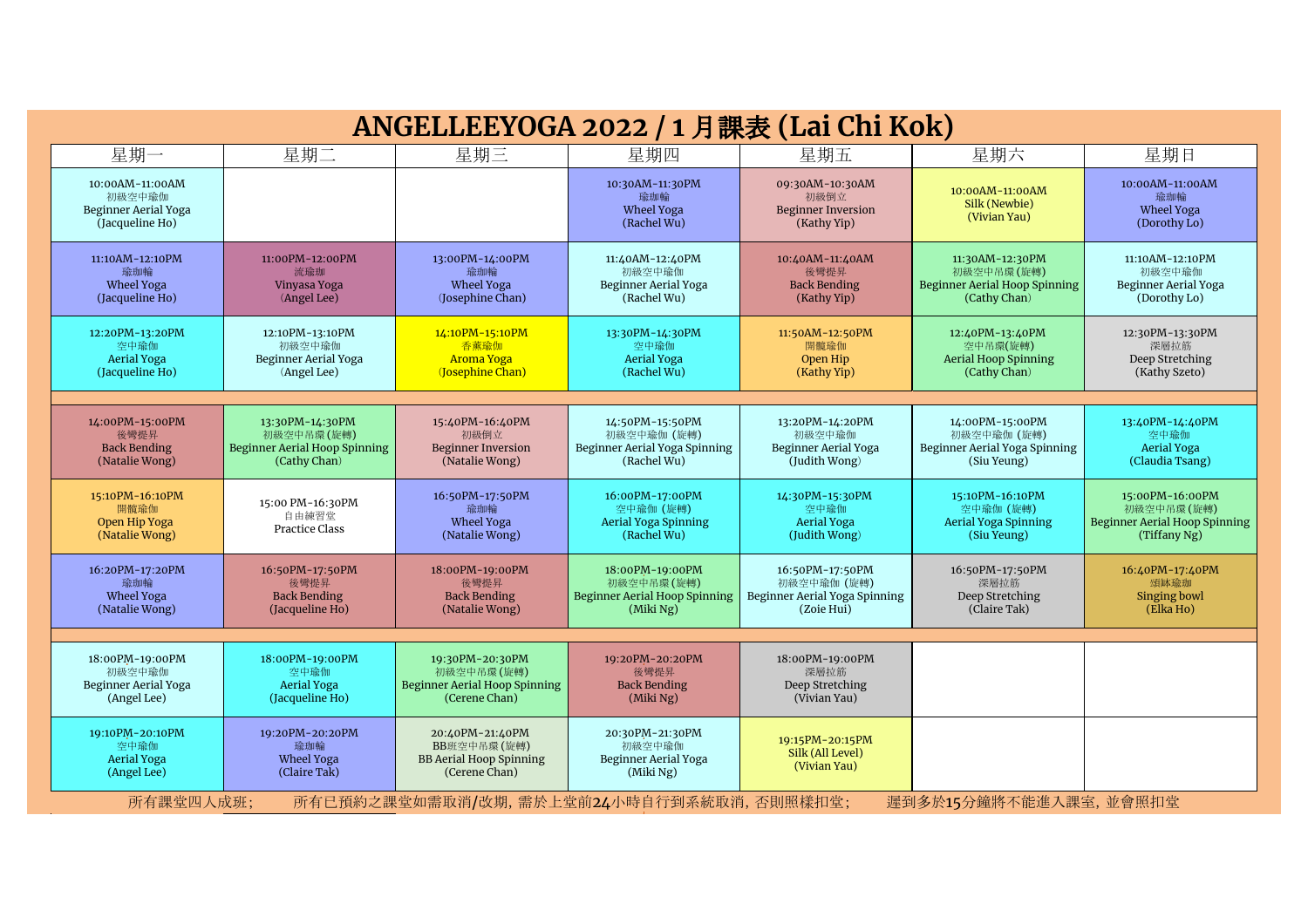# ANGELLEEYOGA 2022 / 1 月課表 (Lai Chi Kok)

| 星期一 | 星期二 | 星期三 | 星期四 | 星期五 | 星期六 | 星期日 |
|---|---|---|---|---|---|---|
| 10:00AM-11:00AM 初級空中瑜伽 Beginner Aerial Yoga (Jacqueline Ho) | | | 10:30AM-11:30PM 瑜珈輪 Wheel Yoga (Rachel Wu) | 09:30AM-10:30AM 初級倒立 Beginner Inversion (Kathy Yip) | 10:00AM-11:00AM Silk (Newbie) (Vivian Yau) | 10:00AM-11:00AM 瑜珈輪 Wheel Yoga (Dorothy Lo) |
| 11:10AM-12:10PM 瑜珈輪 Wheel Yoga (Jacqueline Ho) | 11:00PM-12:00PM 流瑜伽 Vinyasa Yoga (Angel Lee) | 13:00PM-14:00PM 瑜珈輪 Wheel Yoga (Josephine Chan) | 11:40AM-12:40PM 初級空中瑜伽 Beginner Aerial Yoga (Rachel Wu) | 10:40AM-11:40AM 後彎提昇 Back Bending (Kathy Yip) | 11:30AM-12:30PM 初級空中吊環 (旋轉) Beginner Aerial Hoop Spinning (Cathy Chan) | 11:10AM-12:10PM 初級空中瑜伽 Beginner Aerial Yoga (Dorothy Lo) |
| 12:20PM-13:20PM 空中瑜伽 Aerial Yoga (Jacqueline Ho) | 12:10PM-13:10PM 初級空中瑜伽 Beginner Aerial Yoga (Angel Lee) | 14:10PM-15:10PM 香薰瑜伽 Aroma Yoga (Josephine Chan) | 13:30PM-14:30PM 空中瑜伽 Aerial Yoga (Rachel Wu) | 11:50AM-12:50PM 開髖瑜伽 Open Hip (Kathy Yip) | 12:40PM-13:40PM 空中吊環(旋轉) Aerial Hoop Spinning (Cathy Chan) | 12:30PM-13:30PM 深層拉筋 Deep Stretching (Kathy Szeto) |
| 14:00PM-15:00PM 後彎提昇 Back Bending (Natalie Wong) | 13:30PM-14:30PM 初級空中吊環 (旋轉) Beginner Aerial Hoop Spinning (Cathy Chan) | 15:40PM-16:40PM 初級倒立 Beginner Inversion (Natalie Wong) | 14:50PM-15:50PM 初級空中瑜伽 (旋轉) Beginner Aerial Yoga Spinning (Rachel Wu) | 13:20PM-14:20PM 初級空中瑜伽 Beginner Aerial Yoga (Judith Wong) | 14:00PM-15:00PM 初級空中瑜伽 (旋轉) Beginner Aerial Yoga Spinning (Siu Yeung) | 13:40PM-14:40PM 空中瑜伽 Aerial Yoga (Claudia Tsang) |
| 15:10PM-16:10PM 開髖瑜伽 Open Hip Yoga (Natalie Wong) | 15:00 PM-16:30PM 自由練習堂 Practice Class | 16:50PM-17:50PM 瑜珈輪 Wheel Yoga (Natalie Wong) | 16:00PM-17:00PM 空中瑜伽 (旋轉) Aerial Yoga Spinning (Rachel Wu) | 14:30PM-15:30PM 空中瑜伽 Aerial Yoga (Judith Wong) | 15:10PM-16:10PM 空中瑜伽 (旋轉) Aerial Yoga Spinning (Siu Yeung) | 15:00PM-16:00PM 初級空中吊環 (旋轉) Beginner Aerial Hoop Spinning (Tiffany Ng) |
| 16:20PM-17:20PM 瑜珈輪 Wheel Yoga (Natalie Wong) | 16:50PM-17:50PM 後彎提昇 Back Bending (Jacqueline Ho) | 18:00PM-19:00PM 後彎提昇 Back Bending (Natalie Wong) | 18:00PM-19:00PM 初級空中吊環 (旋轉) Beginner Aerial Hoop Spinning (Miki Ng) | 16:50PM-17:50PM 初級空中瑜伽 (旋轉) Beginner Aerial Yoga Spinning (Zoie Hui) | 16:50PM-17:50PM 深層拉筋 Deep Stretching (Claire Tak) | 16:40PM-17:40PM 頌缽瑜伽 Singing bowl (Elka Ho) |
| 18:00PM-19:00PM 初級空中瑜伽 Beginner Aerial Yoga (Angel Lee) | 18:00PM-19:00PM 空中瑜伽 Aerial Yoga (Jacqueline Ho) | 19:30PM-20:30PM 初級空中吊環 (旋轉) Beginner Aerial Hoop Spinning (Cerene Chan) | 19:20PM-20:20PM 後彎提昇 Back Bending (Miki Ng) | 18:00PM-19:00PM 深層拉筋 Deep Stretching (Vivian Yau) | | |
| 19:10PM-20:10PM 空中瑜伽 Aerial Yoga (Angel Lee) | 19:20PM-20:20PM 瑜珈輪 Wheel Yoga (Claire Tak) | 20:40PM-21:40PM BB班空中吊環 (旋轉) BB Aerial Hoop Spinning (Cerene Chan) | 20:30PM-21:30PM 初級空中瑜伽 Beginner Aerial Yoga (Miki Ng) | 19:15PM-20:15PM Silk (All Level) (Vivian Yau) | | |

所有課堂四人成班; 所有已預約之課堂如需取消/改期, 需於上堂前24小時自行到系統取消, 否則照樣扣堂; 遲到多於15分鐘將不能進入課室, 並會照扣堂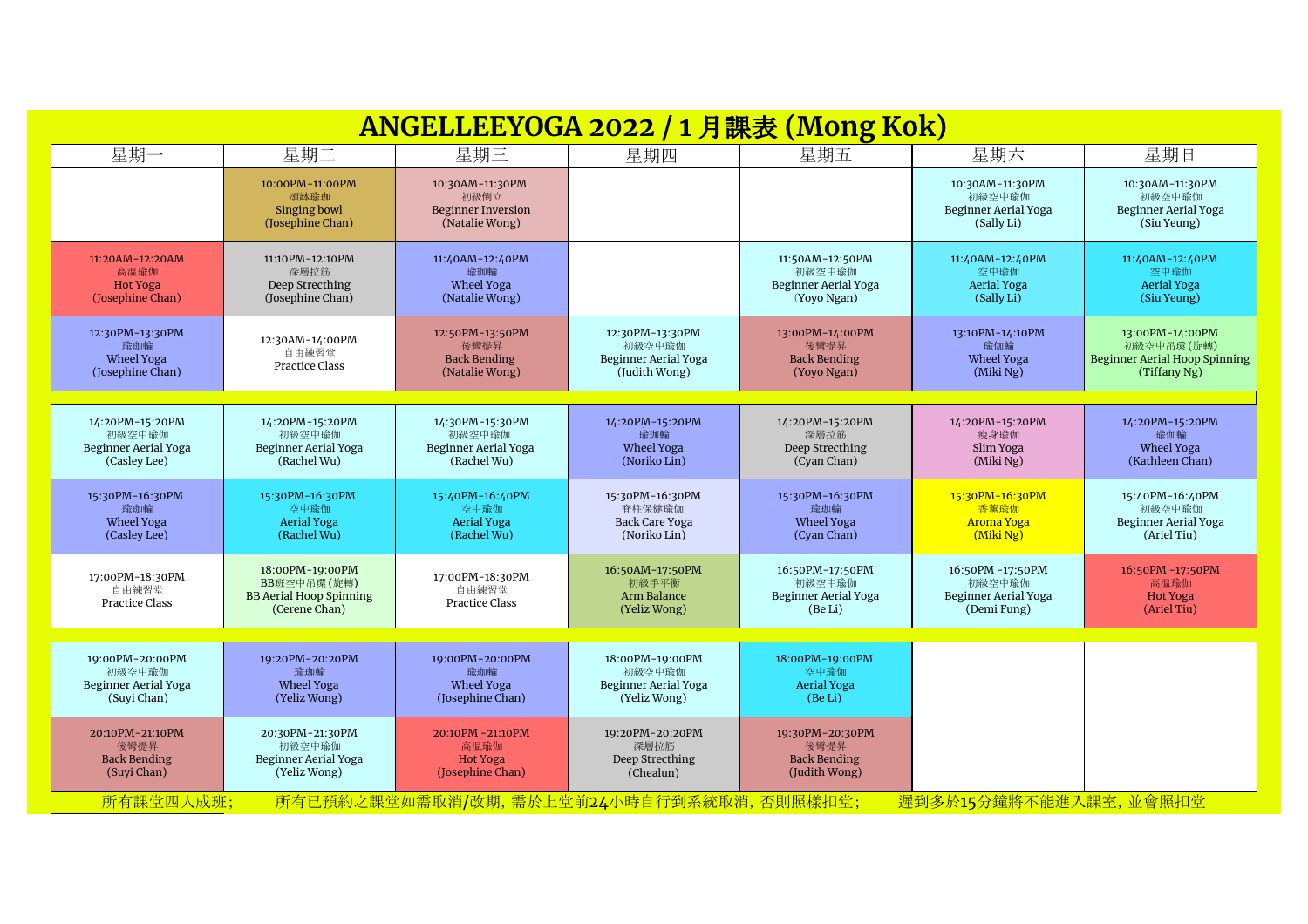# ANGELLEEYOGA 2022 / 1 月課表 (Mong Kok)

| 星期一 | 星期二 | 星期三 | 星期四 | 星期五 | 星期六 | 星期日 |
|---|---|---|---|---|---|---|
| | 10:00PM-11:00PM 頌缽瑜珈 Singing bowl (Josephine Chan) | 10:30AM-11:30PM 初級倒立 Beginner Inversion (Natalie Wong) | | | 10:30AM-11:30PM 初級空中瑜伽 Beginner Aerial Yoga (Sally Li) | 10:30AM-11:30PM 初級空中瑜伽 Beginner Aerial Yoga (Siu Yeung) |
| 11:20AM-12:20AM 高溫瑜伽 Hot Yoga (Josephine Chan) | 11:10PM-12:10PM 深層拉筋 Deep Strecthing (Josephine Chan) | 11:40AM-12:40PM 瑜珈輪 Wheel Yoga (Natalie Wong) | | 11:50AM-12:50PM 初級空中瑜伽 Beginner Aerial Yoga (Yoyo Ngan) | 11:40AM-12:40PM 空中瑜伽 Aerial Yoga (Sally Li) | 11:40AM-12:40PM 空中瑜伽 Aerial Yoga (Siu Yeung) |
| 12:30PM-13:30PM 瑜珈輪 Wheel Yoga (Josephine Chan) | 12:30AM-14:00PM 自由練習堂 Practice Class | 12:50PM-13:50PM 後彎提昇 Back Bending (Natalie Wong) | 12:30PM-13:30PM 初級空中瑜伽 Beginner Aerial Yoga (Judith Wong) | 13:00PM-14:00PM 後彎提昇 Back Bending (Yoyo Ngan) | 13:10PM-14:10PM 瑜伽輪 Wheel Yoga (Miki Ng) | 13:00PM-14:00PM 初級空中吊環(旋轉) Beginner Aerial Hoop Spinning (Tiffany Ng) |
| 14:20PM-15:20PM 初級空中瑜伽 Beginner Aerial Yoga (Casley Lee) | 14:20PM-15:20PM 初級空中瑜伽 Beginner Aerial Yoga (Rachel Wu) | 14:30PM-15:30PM 初級空中瑜伽 Beginner Aerial Yoga (Rachel Wu) | 14:20PM-15:20PM 瑜伽輪 Wheel Yoga (Noriko Lin) | 14:20PM-15:20PM 深層拉筋 Deep Strecthing (Cyan Chan) | 14:20PM-15:20PM 瘦身瑜伽 Slim Yoga (Miki Ng) | 14:20PM-15:20PM 瑜伽輪 Wheel Yoga (Kathleen Chan) |
| 15:30PM-16:30PM 瑜珈輪 Wheel Yoga (Casley Lee) | 15:30PM-16:30PM 空中瑜伽 Aerial Yoga (Rachel Wu) | 15:40PM-16:40PM 空中瑜伽 Aerial Yoga (Rachel Wu) | 15:30PM-16:30PM 脊柱保健瑜伽 Back Care Yoga (Noriko Lin) | 15:30PM-16:30PM 瑜伽輪 Wheel Yoga (Cyan Chan) | 15:30PM-16:30PM 香薰瑜伽 Aroma Yoga (Miki Ng) | 15:40PM-16:40PM 初級空中瑜伽 Beginner Aerial Yoga (Ariel Tiu) |
| 17:00PM-18:30PM 自由練習堂 Practice Class | 18:00PM-19:00PM BB班空中吊環(旋轉) BB Aerial Hoop Spinning (Cerene Chan) | 17:00PM-18:30PM 自由練習堂 Practice Class | 16:50AM-17:50PM 初級手平衡 Arm Balance (Yeliz Wong) | 16:50PM-17:50PM 初級空中瑜伽 Beginner Aerial Yoga (Be Li) | 16:50PM -17:50PM 初級空中瑜伽 Beginner Aerial Yoga (Demi Fung) | 16:50PM -17:50PM 高温瑜伽 Hot Yoga (Ariel Tiu) |
| 19:00PM-20:00PM 初級空中瑜伽 Beginner Aerial Yoga (Suyi Chan) | 19:20PM-20:20PM 瑜伽輪 Wheel Yoga (Yeliz Wong) | 19:00PM-20:00PM 瑜伽輪 Wheel Yoga (Josephine Chan) | 18:00PM-19:00PM 初級空中瑜伽 Beginner Aerial Yoga (Yeliz Wong) | 18:00PM-19:00PM 空中瑜伽 Aerial Yoga (Be Li) | | |
| 20:10PM-21:10PM 後彎提昇 Back Bending (Suyi Chan) | 20:30PM-21:30PM 初級空中瑜伽 Beginner Aerial Yoga (Yeliz Wong) | 20:10PM -21:10PM 高温瑜伽 Hot Yoga (Josephine Chan) | 19:20PM-20:20PM 深層拉筋 Deep Strecthing (Chealun) | 19:30PM-20:30PM 後彎提昇 Back Bending (Judith Wong) | | |

所有課堂四人成班； 所有已預約之課堂如需取消/改期，需於上堂前24小時自行到系統取消，否則照樣扣堂； 遲到多於15分鐘將不能進入課室，並會照扣堂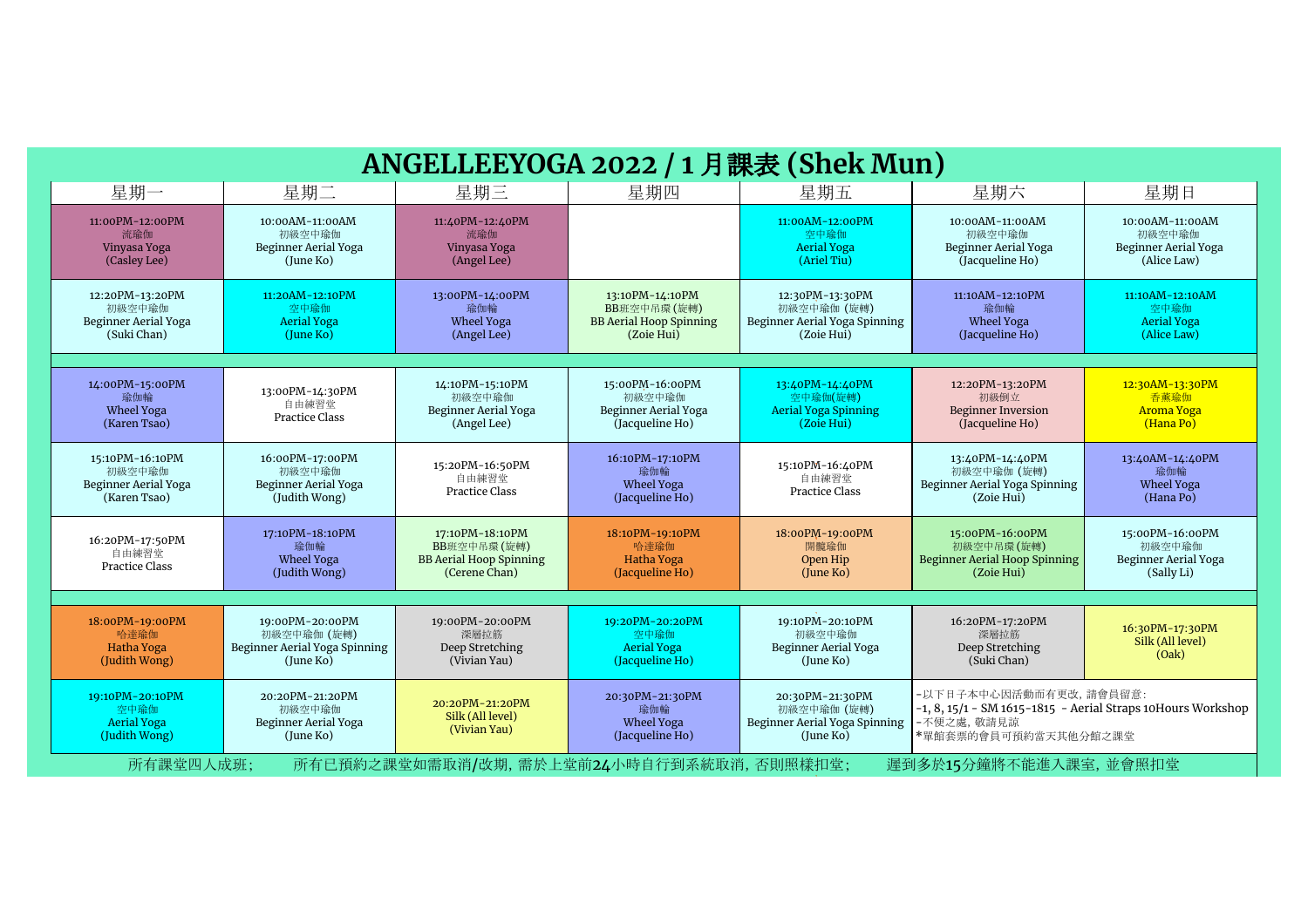# ANGELLEEYOGA 2022 / 1 月課表 (Shek Mun)

| 星期一 | 星期二 | 星期三 | 星期四 | 星期五 | 星期六 | 星期日 |
|---|---|---|---|---|---|---|
| 11:00PM-12:00PM 流瑜伽 Vinyasa Yoga (Casley Lee) | 10:00AM-11:00AM 初級空中瑜伽 Beginner Aerial Yoga (June Ko) | 11:40PM-12:40PM 流瑜伽 Vinyasa Yoga (Angel Lee) | | 11:00AM-12:00PM 空中瑜伽 Aerial Yoga (Ariel Tiu) | 10:00AM-11:00AM 初級空中瑜伽 Beginner Aerial Yoga (Jacqueline Ho) | 10:00AM-11:00AM 初級空中瑜伽 Beginner Aerial Yoga (Alice Law) |
| 12:20PM-13:20PM 初級空中瑜伽 Beginner Aerial Yoga (Suki Chan) | 11:20AM-12:10PM 空中瑜伽 Aerial Yoga (June Ko) | 13:00PM-14:00PM 瑜伽輪 Wheel Yoga (Angel Lee) | 13:10PM-14:10PM BB班空中吊環 (旋轉) BB Aerial Hoop Spinning (Zoie Hui) | 12:30PM-13:30PM 初級空中瑜伽 (旋轉) Beginner Aerial Yoga Spinning (Zoie Hui) | 11:10AM-12:10PM 瑜伽輪 Wheel Yoga (Jacqueline Ho) | 11:10AM-12:10AM 空中瑜伽 Aerial Yoga (Alice Law) |
| 14:00PM-15:00PM 瑜伽輪 Wheel Yoga (Karen Tsao) | 13:00PM-14:30PM 自由練習堂 Practice Class | 14:10PM-15:10PM 初級空中瑜伽 Beginner Aerial Yoga (Angel Lee) | 15:00PM-16:00PM 初級空中瑜伽 Beginner Aerial Yoga (Jacqueline Ho) | 13:40PM-14:40PM 空中瑜伽(旋轉) Aerial Yoga Spinning (Zoie Hui) | 12:20PM-13:20PM 初級倒立 Beginner Inversion (Jacqueline Ho) | 12:30AM-13:30PM 香薰瑜伽 Aroma Yoga (Hana Po) |
| 15:10PM-16:10PM 初級空中瑜伽 Beginner Aerial Yoga (Karen Tsao) | 16:00PM-17:00PM 初級空中瑜伽 Beginner Aerial Yoga (Judith Wong) | 15:20PM-16:50PM 自由練習堂 Practice Class | 16:10PM-17:10PM 瑜伽輪 Wheel Yoga (Jacqueline Ho) | 15:10PM-16:40PM 自由練習堂 Practice Class | 13:40PM-14:40PM 初級空中瑜伽 (旋轉) Beginner Aerial Yoga Spinning (Zoie Hui) | 13:40AM-14:40PM 瑜伽輪 Wheel Yoga (Hana Po) |
| 16:20PM-17:50PM 自由練習堂 Practice Class | 17:10PM-18:10PM 瑜伽輪 Wheel Yoga (Judith Wong) | 17:10PM-18:10PM BB班空中吊環 (旋轉) BB Aerial Hoop Spinning (Cerene Chan) | 18:10PM-19:10PM 哈達瑜伽 Hatha Yoga (Jacqueline Ho) | 18:00PM-19:00PM 開髖瑜伽 Open Hip (June Ko) | 15:00PM-16:00PM 初級空中吊環 (旋轉) Beginner Aerial Hoop Spinning (Zoie Hui) | 15:00PM-16:00PM 初級空中瑜伽 Beginner Aerial Yoga (Sally Li) |
| 18:00PM-19:00PM 哈達瑜伽 Hatha Yoga (Judith Wong) | 19:00PM-20:00PM 初級空中瑜伽 (旋轉) Beginner Aerial Yoga Spinning (June Ko) | 19:00PM-20:00PM 深層拉筋 Deep Stretching (Vivian Yau) | 19:20PM-20:20PM 空中瑜伽 Aerial Yoga (Jacqueline Ho) | 19:10PM-20:10PM 初級空中瑜伽 Beginner Aerial Yoga (June Ko) | 16:20PM-17:20PM 深層拉筋 Deep Stretching (Suki Chan) | 16:30PM-17:30PM Silk (All level) (Oak) |
| 19:10PM-20:10PM 空中瑜伽 Aerial Yoga (Judith Wong) | 20:20PM-21:20PM 初級空中瑜伽 Beginner Aerial Yoga (June Ko) | 20:20PM-21:20PM Silk (All level) (Vivian Yau) | 20:30PM-21:30PM 瑜伽輪 Wheel Yoga (Jacqueline Ho) | 20:30PM-21:30PM 初級空中瑜伽 (旋轉) Beginner Aerial Yoga Spinning (June Ko) | -以下日子本中心因活動而有更改, 請會員留意: -1, 8, 15/1 - SM 1615-1815 - Aerial Straps 10Hours Workshop -不便之處, 敬請見諒 *單館套票的會員可預約當天其他分館之課堂 | |

所有課堂四人成班; 所有已預約之課堂如需取消/改期, 需於上堂前24小時自行到系統取消, 否則照樣扣堂; 遲到多於15分鐘將不能進入課室, 並會照扣堂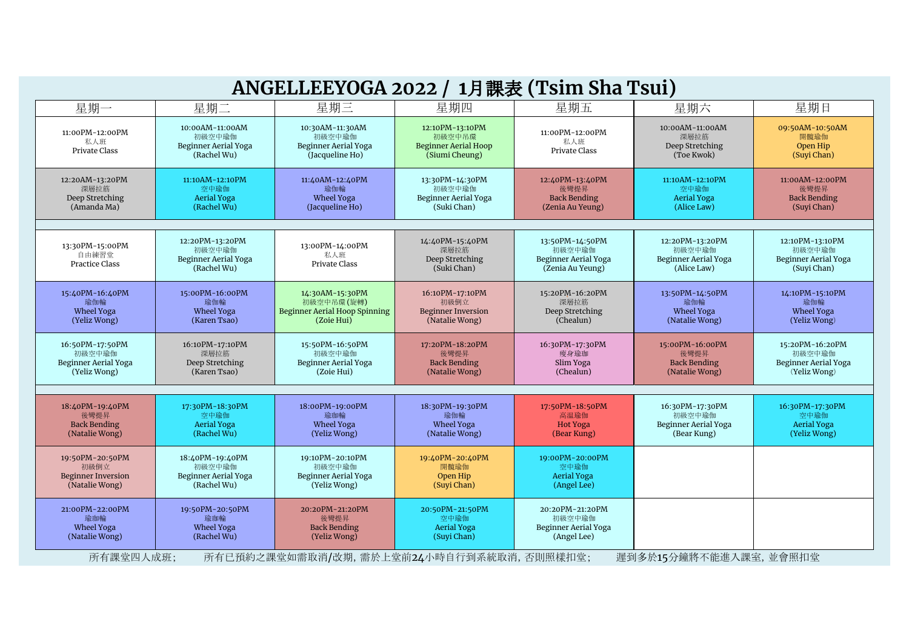# ANGELLEEYOGA 2022 / 1月課表 (Tsim Sha Tsui)

| 星期一 | 星期二 | 星期三 | 星期四 | 星期五 | 星期六 | 星期日 |
|---|---|---|---|---|---|---|
| 11:00PM-12:00PM 私人班 Private Class | 10:00AM-11:00AM 初級空中瑜伽 Beginner Aerial Yoga (Rachel Wu) | 10:30AM-11:30AM 初級空中瑜伽 Beginner Aerial Yoga (Jacqueline Ho) | 12:10PM-13:10PM 初級空中吊環 Beginner Aerial Hoop (Siumi Cheung) | 11:00PM-12:00PM 私人班 Private Class | 10:00AM-11:00AM 深層拉筋 Deep Stretching (Toe Kwok) | 09:50AM-10:50AM 開髖瑜伽 Open Hip (Suyi Chan) |
| 12:20AM-13:20PM 深層拉筋 Deep Stretching (Amanda Ma) | 11:10AM-12:10PM 空中瑜伽 Aerial Yoga (Rachel Wu) | 11:40AM-12:40PM 瑜伽輪 Wheel Yoga (Jacqueline Ho) | 13:30PM-14:30PM 初級空中瑜伽 Beginner Aerial Yoga (Suki Chan) | 12:40PM-13:40PM 後彎提昇 Back Bending (Zenia Au Yeung) | 11:10AM-12:10PM 空中瑜伽 Aerial Yoga (Alice Law) | 11:00AM-12:00PM 後彎提昇 Back Bending (Suyi Chan) |
| | | | | | | |
| 13:30PM-15:00PM 自由練習堂 Practice Class | 12:20PM-13:20PM 初級空中瑜伽 Beginner Aerial Yoga (Rachel Wu) | 13:00PM-14:00PM 私人班 Private Class | 14:40PM-15:40PM 深層拉筋 Deep Stretching (Suki Chan) | 13:50PM-14:50PM 初級空中瑜伽 Beginner Aerial Yoga (Zenia Au Yeung) | 12:20PM-13:20PM 初級空中瑜伽 Beginner Aerial Yoga (Alice Law) | 12:10PM-13:10PM 初級空中瑜伽 Beginner Aerial Yoga (Suyi Chan) |
| 15:40PM-16:40PM 瑜伽輪 Wheel Yoga (Yeliz Wong) | 15:00PM-16:00PM 瑜伽輪 Wheel Yoga (Karen Tsao) | 14:30AM-15:30PM 初級空中吊環(旋轉) Beginner Aerial Hoop Spinning (Zoie Hui) | 16:10PM-17:10PM 初級倒立 Beginner Inversion (Natalie Wong) | 15:20PM-16:20PM 深層拉筋 Deep Stretching (Chealun) | 13:50PM-14:50PM 瑜伽輪 Wheel Yoga (Natalie Wong) | 14:10PM-15:10PM 瑜伽輪 Wheel Yoga (Yeliz Wong) |
| 16:50PM-17:50PM 初級空中瑜伽 Beginner Aerial Yoga (Yeliz Wong) | 16:10PM-17:10PM 深層拉筋 Deep Stretching (Karen Tsao) | 15:50PM-16:50PM 初級空中瑜伽 Beginner Aerial Yoga (Zoie Hui) | 17:20PM-18:20PM 後彎提昇 Back Bending (Natalie Wong) | 16:30PM-17:30PM 瘦身瑜伽 Slim Yoga (Chealun) | 15:00PM-16:00PM 後彎提昇 Back Bending (Natalie Wong) | 15:20PM-16:20PM 初級空中瑜伽 Beginner Aerial Yoga (Yeliz Wong) |
| | | | | | | |
| 18:40PM-19:40PM 後彎提昇 Back Bending (Natalie Wong) | 17:30PM-18:30PM 空中瑜伽 Aerial Yoga (Rachel Wu) | 18:00PM-19:00PM 瑜伽輪 Wheel Yoga (Yeliz Wong) | 18:30PM-19:30PM 瑜伽輪 Wheel Yoga (Natalie Wong) | 17:50PM-18:50PM 高溫瑜伽 Hot Yoga (Bear Kung) | 16:30PM-17:30PM 初級空中瑜伽 Beginner Aerial Yoga (Bear Kung) | 16:30PM-17:30PM 空中瑜伽 Aerial Yoga (Yeliz Wong) |
| 19:50PM-20:50PM 初級倒立 Beginner Inversion (Natalie Wong) | 18:40PM-19:40PM 初級空中瑜伽 Beginner Aerial Yoga (Rachel Wu) | 19:10PM-20:10PM 初級空中瑜伽 Beginner Aerial Yoga (Yeliz Wong) | 19:40PM-20:40PM 開髖瑜伽 Open Hip (Suyi Chan) | 19:00PM-20:00PM 空中瑜伽 Aerial Yoga (Angel Lee) | | |
| 21:00PM-22:00PM 瑜伽輪 Wheel Yoga (Natalie Wong) | 19:50PM-20:50PM 瑜伽輪 Wheel Yoga (Rachel Wu) | 20:20PM-21:20PM 後彎提昇 Back Bending (Yeliz Wong) | 20:50PM-21:50PM 空中瑜伽 Aerial Yoga (Suyi Chan) | 20:20PM-21:20PM 初級空中瑜伽 Beginner Aerial Yoga (Angel Lee) | | |

所有課堂四人成班; 所有已預約之課堂如需取消/改期, 需於上堂前24小時自行到系統取消, 否則照樣扣堂; 遲到多於15分鐘將不能進入課室, 並會照扣堂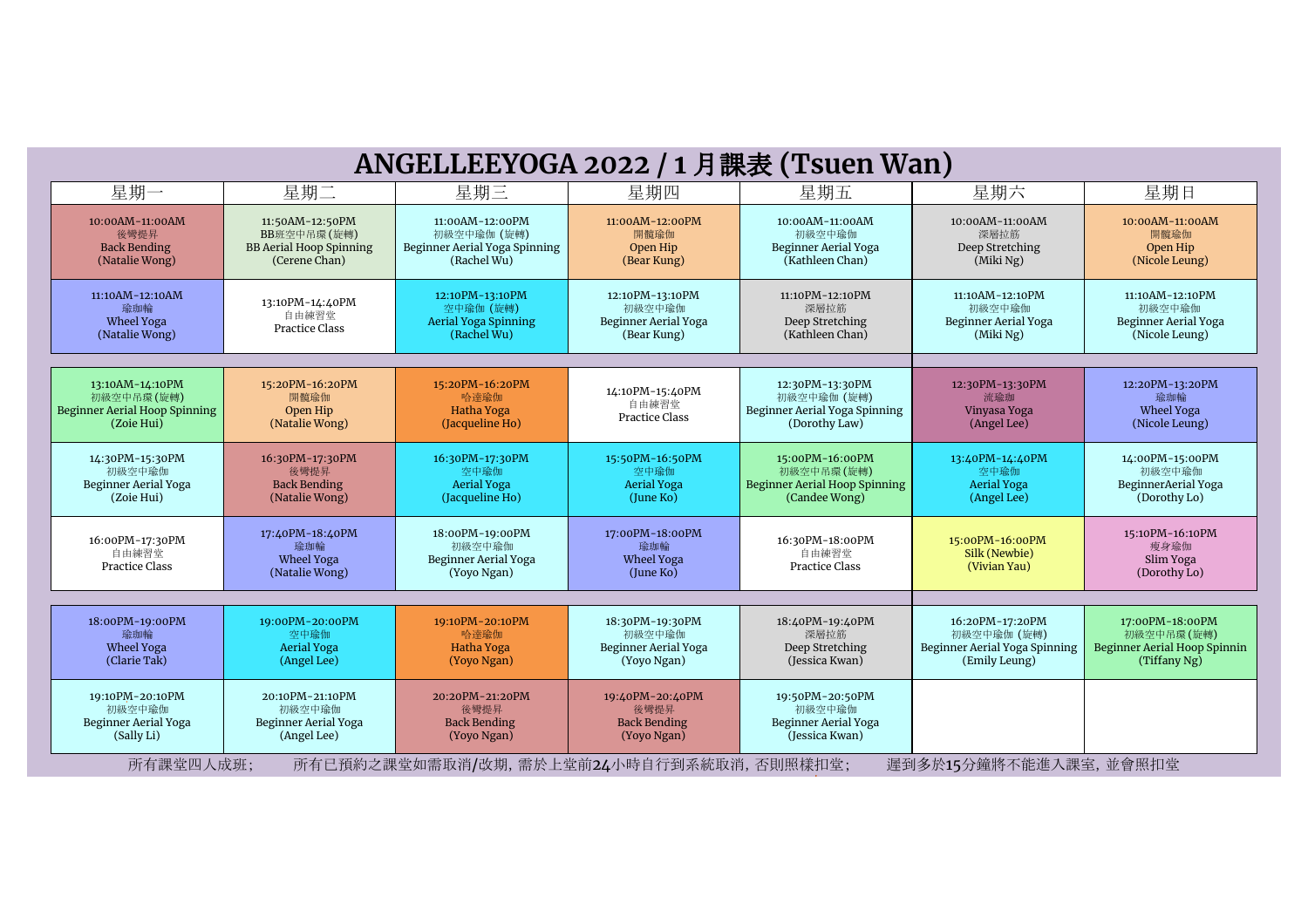# ANGELLEEYOGA 2022 / 1 月課表 (Tsuen Wan)

| 星期一 | 星期二 | 星期三 | 星期四 | 星期五 | 星期六 | 星期日 |
|---|---|---|---|---|---|---|
| 10:00AM-11:00AM<br>後彎提昇<br>Back Bending<br>(Natalie Wong) | 11:50AM-12:50PM<br>BB班空中吊環 (旋轉)<br>BB Aerial Hoop Spinning<br>(Cerene Chan) | 11:00AM-12:00PM<br>初級空中瑜伽 (旋轉)<br>Beginner Aerial Yoga Spinning<br>(Rachel Wu) | 11:00AM-12:00PM<br>開髖瑜伽<br>Open Hip<br>(Bear Kung) | 10:00AM-11:00AM<br>初級空中瑜伽<br>Beginner Aerial Yoga<br>(Kathleen Chan) | 10:00AM-11:00AM<br>深層拉筋<br>Deep Stretching<br>(Miki Ng) | 10:00AM-11:00AM<br>開髖瑜伽<br>Open Hip<br>(Nicole Leung) |
| 11:10AM-12:10AM<br>瑜珈輪<br>Wheel Yoga<br>(Natalie Wong) | 13:10PM-14:40PM<br>自由練習堂<br>Practice Class | 12:10PM-13:10PM<br>空中瑜伽 (旋轉)<br>Aerial Yoga Spinning<br>(Rachel Wu) | 12:10PM-13:10PM<br>初級空中瑜伽<br>Beginner Aerial Yoga<br>(Bear Kung) | 11:10PM-12:10PM<br>深層拉筋<br>Deep Stretching<br>(Kathleen Chan) | 11:10AM-12:10PM<br>初級空中瑜伽<br>Beginner Aerial Yoga<br>(Miki Ng) | 11:10AM-12:10PM<br>初級空中瑜伽<br>Beginner Aerial Yoga<br>(Nicole Leung) |
| 13:10AM-14:10PM<br>初級空中吊環 (旋轉)<br>Beginner Aerial Hoop Spinning<br>(Zoie Hui) | 15:20PM-16:20PM<br>開髖瑜伽<br>Open Hip<br>(Natalie Wong) | 15:20PM-16:20PM<br>哈達瑜伽<br>Hatha Yoga<br>(Jacqueline Ho) | 14:10PM-15:40PM<br>自由練習堂<br>Practice Class | 12:30PM-13:30PM<br>初級空中瑜伽 (旋轉)<br>Beginner Aerial Yoga Spinning<br>(Dorothy Law) | 12:30PM-13:30PM<br>流瑜珈<br>Vinyasa Yoga<br>(Angel Lee) | 12:20PM-13:20PM<br>瑜珈輪<br>Wheel Yoga<br>(Nicole Leung) |
| 14:30PM-15:30PM<br>初級空中瑜伽<br>Beginner Aerial Yoga<br>(Zoie Hui) | 16:30PM-17:30PM<br>後彎提昇<br>Back Bending<br>(Natalie Wong) | 16:30PM-17:30PM<br>空中瑜伽<br>Aerial Yoga<br>(Jacqueline Ho) | 15:50PM-16:50PM<br>空中瑜伽<br>Aerial Yoga<br>(June Ko) | 15:00PM-16:00PM<br>初級空中吊環 (旋轉)<br>Beginner Aerial Hoop Spinning<br>(Candee Wong) | 13:40PM-14:40PM<br>空中瑜伽<br>Aerial Yoga<br>(Angel Lee) | 14:00PM-15:00PM<br>初級空中瑜伽<br>BeginnerAerial Yoga<br>(Dorothy Lo) |
| 16:00PM-17:30PM<br>自由練習堂<br>Practice Class | 17:40PM-18:40PM<br>瑜珈輪<br>Wheel Yoga<br>(Natalie Wong) | 18:00PM-19:00PM<br>初級空中瑜伽<br>Beginner Aerial Yoga<br>(Yoyo Ngan) | 17:00PM-18:00PM<br>瑜珈輪<br>Wheel Yoga<br>(June Ko) | 16:30PM-18:00PM<br>自由練習堂<br>Practice Class | 15:00PM-16:00PM<br>Silk (Newbie)<br>(Vivian Yau) | 15:10PM-16:10PM<br>瘦身瑜伽<br>Slim Yoga<br>(Dorothy Lo) |
| 18:00PM-19:00PM<br>瑜珈輪<br>Wheel Yoga<br>(Clarie Tak) | 19:00PM-20:00PM<br>空中瑜伽<br>Aerial Yoga<br>(Angel Lee) | 19:10PM-20:10PM<br>哈達瑜伽<br>Hatha Yoga<br>(Yoyo Ngan) | 18:30PM-19:30PM<br>初級空中瑜伽<br>Beginner Aerial Yoga<br>(Yoyo Ngan) | 18:40PM-19:40PM<br>深層拉筋<br>Deep Stretching<br>(Jessica Kwan) | 16:20PM-17:20PM<br>初級空中瑜伽 (旋轉)<br>Beginner Aerial Yoga Spinning<br>(Emily Leung) | 17:00PM-18:00PM<br>初級空中吊環 (旋轉)<br>Beginner Aerial Hoop Spinnin<br>(Tiffany Ng) |
| 19:10PM-20:10PM<br>初級空中瑜伽<br>Beginner Aerial Yoga<br>(Sally Li) | 20:10PM-21:10PM<br>初級空中瑜伽<br>Beginner Aerial Yoga<br>(Angel Lee) | 20:20PM-21:20PM<br>後彎提昇<br>Back Bending<br>(Yoyo Ngan) | 19:40PM-20:40PM<br>後彎提昇<br>Back Bending<br>(Yoyo Ngan) | 19:50PM-20:50PM<br>初級空中瑜伽<br>Beginner Aerial Yoga<br>(Jessica Kwan) | | |

所有課堂四人成班； 所有已預約之課堂如需取消/改期, 需於上堂前24小時自行到系統取消, 否則照樣扣堂； 遲到多於15分鐘將不能進入課室, 並會照扣堂